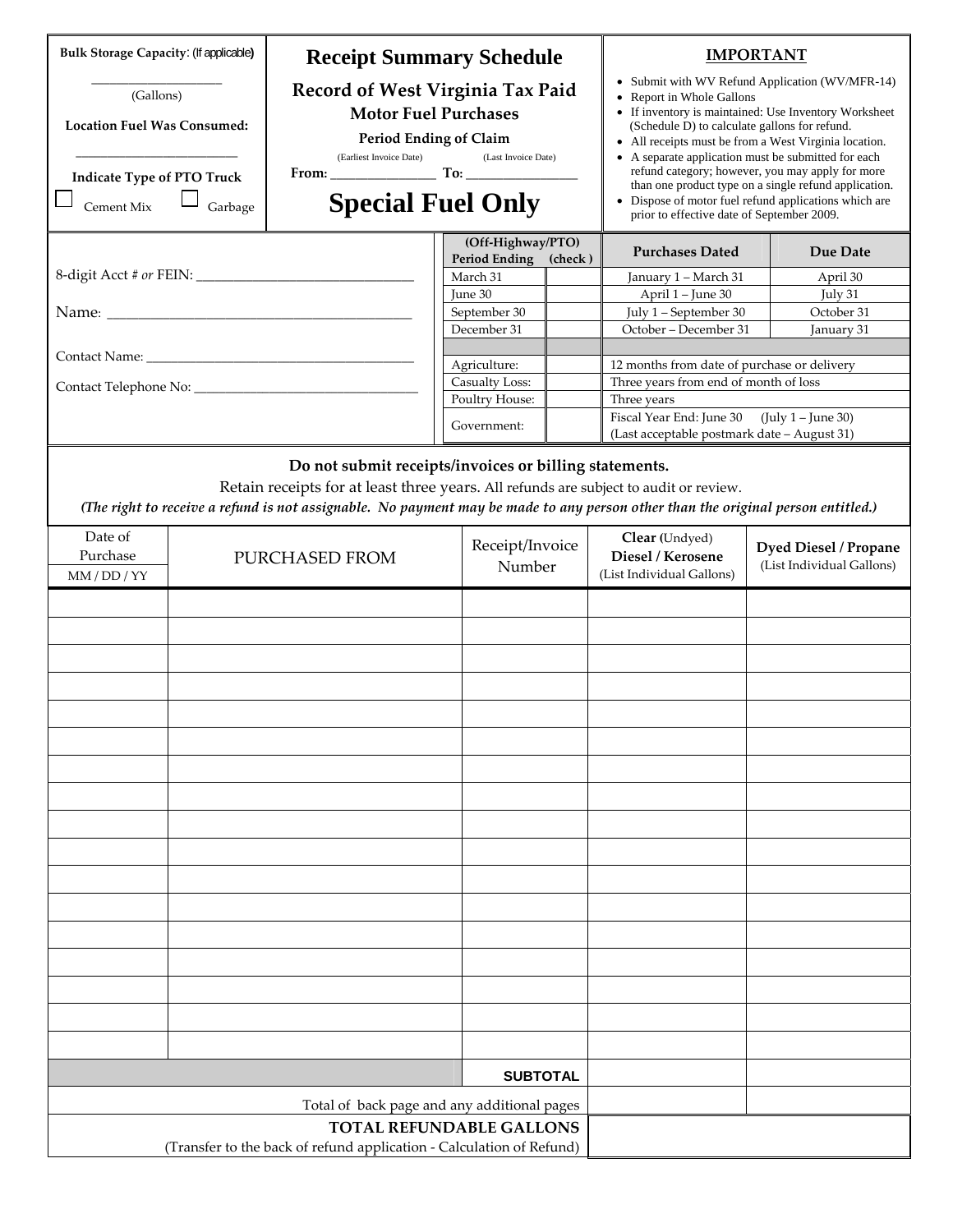**Bulk Storage Capacity**: (If applicable)

___________________ (Gallons)

**Location Fuel Was Consumed:**

_______________________

**Indicate Type of PTO Truck**

☐ Cement Mix ☐ Garbage

# Receipt Summary Schedule

## Record of West Virginia Tax Paid Motor Fuel Purchases

**Period Ending of Claim**

(Earliest Invoice Date) (Last Invoice Date)

**From:** _______________ **To:** ________________

# Special Fuel Only

**IMPORTANT**

- Submit with WV Refund Application (WV/MFR-14)
- Report in Whole Gallons
- If inventory is maintained: Use Inventory Worksheet (Schedule D) to calculate gallons for refund.
- All receipts must be from a West Virginia location.
- A separate application must be submitted for each refund category; however, you may apply for more than one product type on a single refund application.
- Dispose of motor fuel refund applications which are prior to effective date of September 2009.

8-digit Acct # *or* FEIN: ______________________________

Name: __________________________________________

Contact Name: ______________________________________

Contact Telephone No: _________________________________

| (Off-Highway/PTO) Period Ending | (check) | Purchases Dated | Due Date |
|---|---|---|---|
| March 31 | | January 1 – March 31 | April 30 |
| June 30 | | April 1 – June 30 | July 31 |
| September 30 | | July 1 – September 30 | October 31 |
| December 31 | | October – December 31 | January 31 |
| | | | |
| Agriculture: | | 12 months from date of purchase or delivery | |
| Casualty Loss: | | Three years from end of month of loss | |
| Poultry House: | | Three years | |
| Government: | | Fiscal Year End: June 30 (July 1 – June 30) (Last acceptable postmark date – August 31) | |

**Do not submit receipts/invoices or billing statements.**

Retain receipts for at least three years. All refunds are subject to audit or review.

***(The right to receive a refund is not assignable. No payment may be made to any person other than the original person entitled.)***

| Date of Purchase MM / DD / YY | PURCHASED FROM | Receipt/Invoice Number | **Clear** (Undyed) **Diesel / Kerosene** (List Individual Gallons) | **Dyed Diesel / Propane** (List Individual Gallons) |
|---|---|---|---|---|
| | | | | |
| | | | | |
| | | | | |
| | | | | |
| | | | | |
| | | | | |
| | | | | |
| | | | | |
| | | | | |
| | | | | |
| | | | | |
| | | | | |
| | | | | |
| | | | | |
| | | | | |
| | | | | |
| | | | | |
| | | **SUBTOTAL** | | |
| | | Total of back page and any additional pages | | |
| | | **TOTAL REFUNDABLE GALLONS** (Transfer to the back of refund application - Calculation of Refund) | | |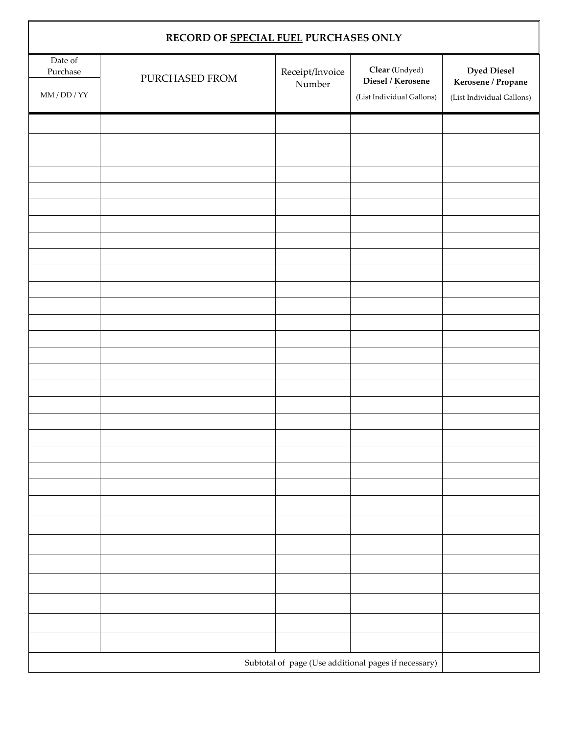# RECORD OF SPECIAL FUEL PURCHASES ONLY

| Date of Purchase<br>MM / DD / YY | PURCHASED FROM | Receipt/Invoice Number | **Clear** (Undyed) **Diesel / Kerosene**<br>(List Individual Gallons) | **Dyed Diesel Kerosene / Propane**<br>(List Individual Gallons) |
|---|---|---|---|---|
| | | | | |
| | | | | |
| | | | | |
| | | | | |
| | | | | |
| | | | | |
| | | | | |
| | | | | |
| | | | | |
| | | | | |
| | | | | |
| | | | | |
| | | | | |
| | | | | |
| | | | | |
| | | | | |
| | | | | |
| | | | | |
| | | | | |
| | | | | |
| | | | | |
| | | | | |
| | | | | |
| | | | | |
| | | | | |
| | | | | |
| | | | | |
| | | | | |
| | | | | |
| | | | | |
| | | | | |
| Subtotal of page (Use additional pages if necessary) | | | | |